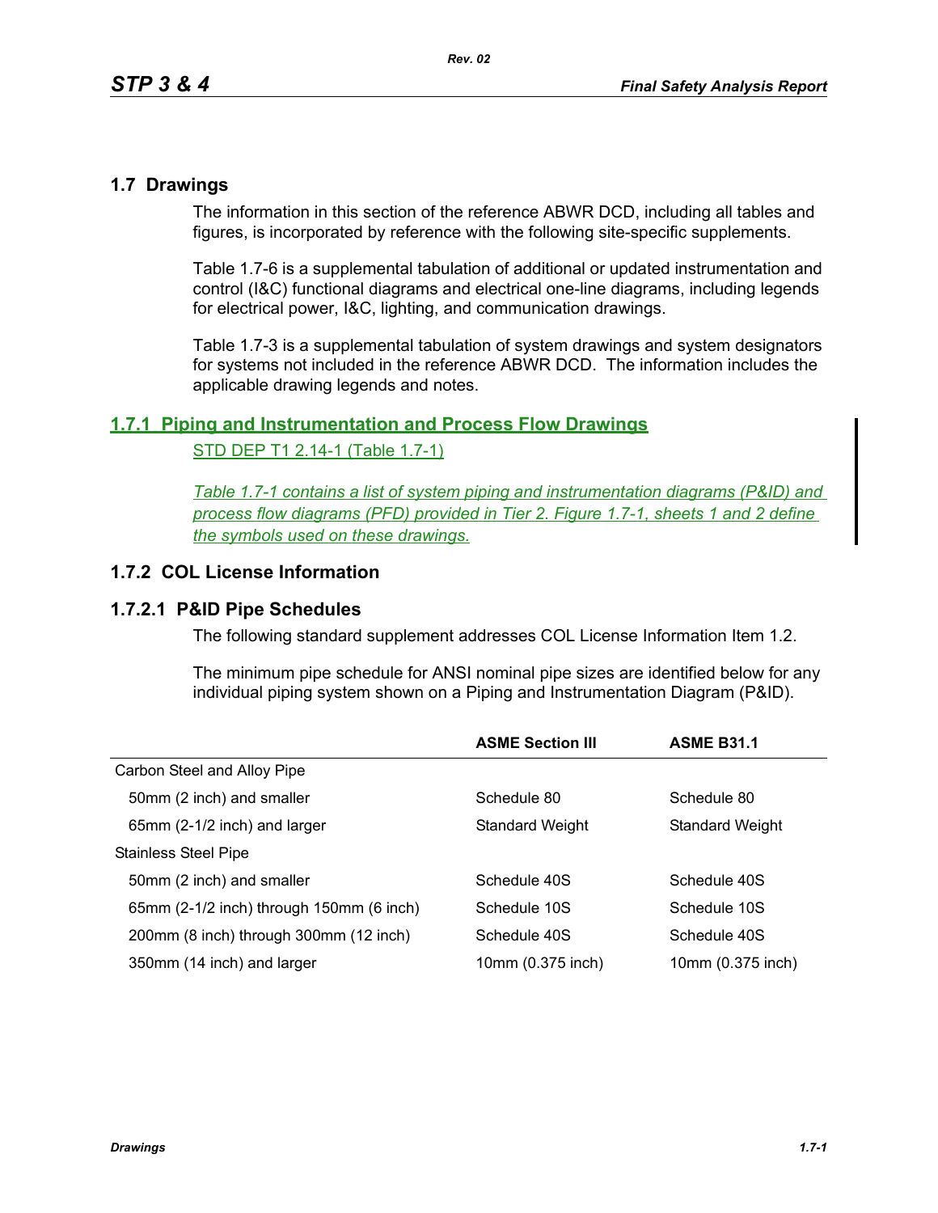## 1.7 Drawings

The information in this section of the reference ABWR DCD, including all tables and figures, is incorporated by reference with the following site-specific supplements.

Table 1.7-6 is a supplemental tabulation of additional or updated instrumentation and control (I&C) functional diagrams and electrical one-line diagrams, including legends for electrical power, I&C, lighting, and communication drawings.

Table 1.7-3 is a supplemental tabulation of system drawings and system designators for systems not included in the reference ABWR DCD. The information includes the applicable drawing legends and notes.

### 1.7.1 Piping and Instrumentation and Process Flow Drawings

STD DEP T1 2.14-1 (Table 1.7-1)

*Table 1.7-1 contains a list of system piping and instrumentation diagrams (P&ID) and process flow diagrams (PFD) provided in Tier 2. Figure 1.7-1, sheets 1 and 2 define the symbols used on these drawings.*

### 1.7.2 COL License Information

#### 1.7.2.1 P&ID Pipe Schedules

The following standard supplement addresses COL License Information Item 1.2.

The minimum pipe schedule for ANSI nominal pipe sizes are identified below for any individual piping system shown on a Piping and Instrumentation Diagram (P&ID).

| | ASME Section III | ASME B31.1 |
|---|---|---|
| Carbon Steel and Alloy Pipe | | |
| 50mm (2 inch) and smaller | Schedule 80 | Schedule 80 |
| 65mm (2-1/2 inch) and larger | Standard Weight | Standard Weight |
| Stainless Steel Pipe | | |
| 50mm (2 inch) and smaller | Schedule 40S | Schedule 40S |
| 65mm (2-1/2 inch) through 150mm (6 inch) | Schedule 10S | Schedule 10S |
| 200mm (8 inch) through 300mm (12 inch) | Schedule 40S | Schedule 40S |
| 350mm (14 inch) and larger | 10mm (0.375 inch) | 10mm (0.375 inch) |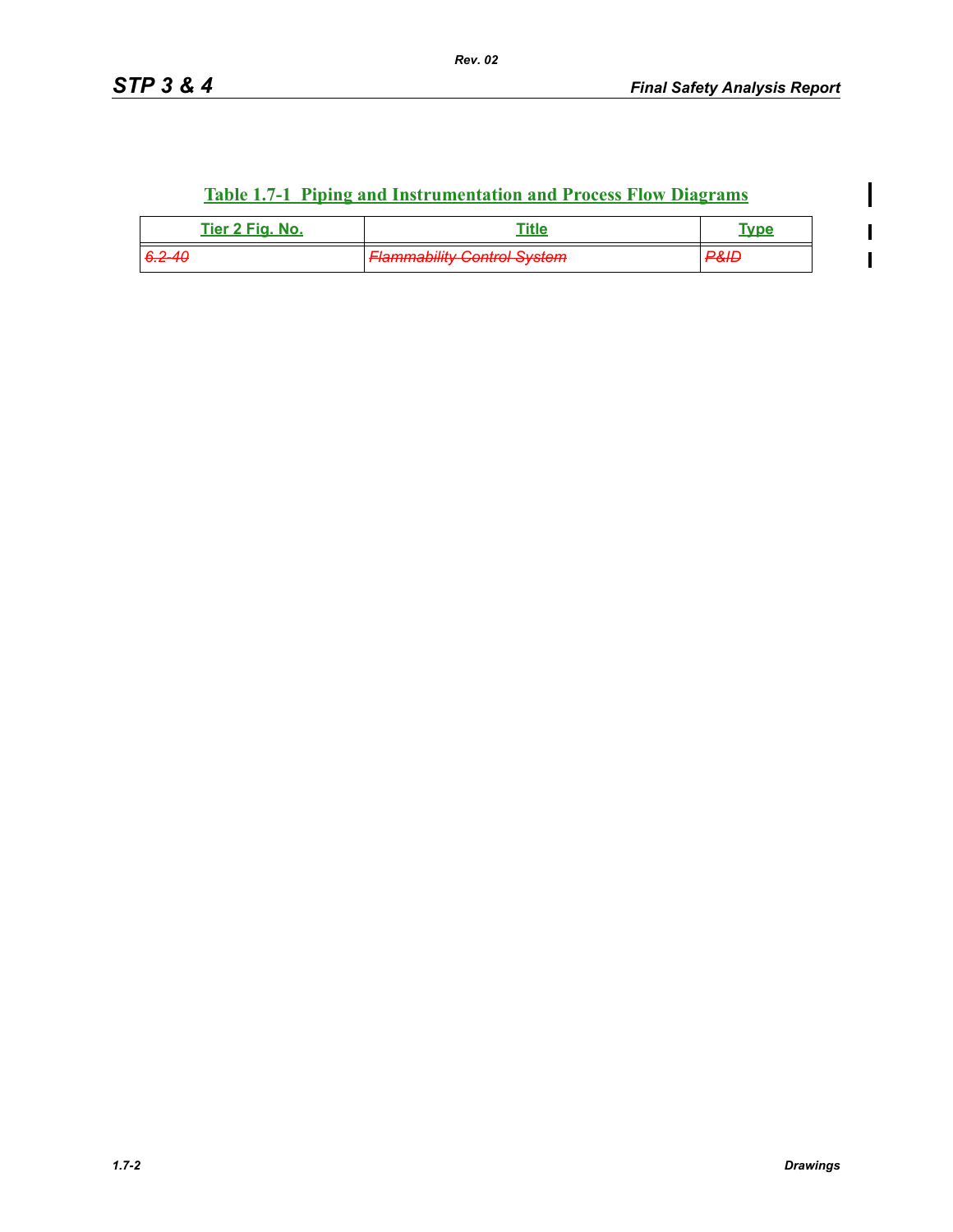## Table 1.7-1 Piping and Instrumentation and Process Flow Diagrams

| Tier 2 Fig. No. | Title | Type |
|---|---|---|
| ~~6.2-40~~ | ~~Flammability Control System~~ | ~~P&ID~~ |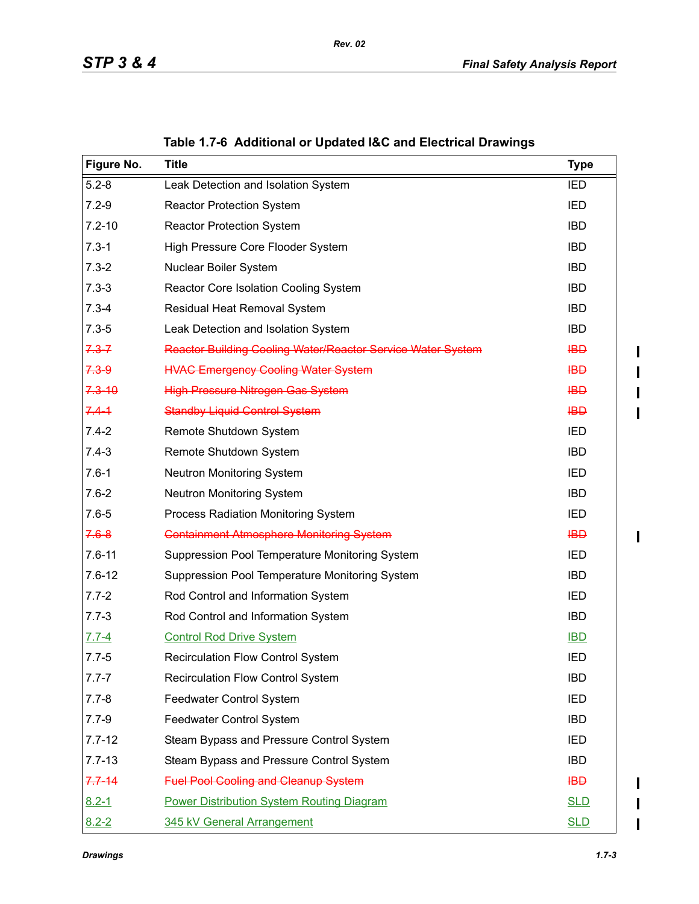Table 1.7-6 Additional or Updated I&C and Electrical Drawings

| Figure No. | Title | Type |
|---|---|---|
| 5.2-8 | Leak Detection and Isolation System | IED |
| 7.2-9 | Reactor Protection System | IED |
| 7.2-10 | Reactor Protection System | IBD |
| 7.3-1 | High Pressure Core Flooder System | IBD |
| 7.3-2 | Nuclear Boiler System | IBD |
| 7.3-3 | Reactor Core Isolation Cooling System | IBD |
| 7.3-4 | Residual Heat Removal System | IBD |
| 7.3-5 | Leak Detection and Isolation System | IBD |
| ~~7.3-7~~ | ~~Reactor Building Cooling Water/Reactor Service Water System~~ | ~~IBD~~ |
| ~~7.3-9~~ | ~~HVAC Emergency Cooling Water System~~ | ~~IBD~~ |
| ~~7.3-10~~ | ~~High Pressure Nitrogen Gas System~~ | ~~IBD~~ |
| ~~7.4-1~~ | ~~Standby Liquid Control System~~ | ~~IBD~~ |
| 7.4-2 | Remote Shutdown System | IED |
| 7.4-3 | Remote Shutdown System | IBD |
| 7.6-1 | Neutron Monitoring System | IED |
| 7.6-2 | Neutron Monitoring System | IBD |
| 7.6-5 | Process Radiation Monitoring System | IED |
| ~~7.6-8~~ | ~~Containment Atmosphere Monitoring System~~ | ~~IBD~~ |
| 7.6-11 | Suppression Pool Temperature Monitoring System | IED |
| 7.6-12 | Suppression Pool Temperature Monitoring System | IBD |
| 7.7-2 | Rod Control and Information System | IED |
| 7.7-3 | Rod Control and Information System | IBD |
| 7.7-4 | Control Rod Drive System | IBD |
| 7.7-5 | Recirculation Flow Control System | IED |
| 7.7-7 | Recirculation Flow Control System | IBD |
| 7.7-8 | Feedwater Control System | IED |
| 7.7-9 | Feedwater Control System | IBD |
| 7.7-12 | Steam Bypass and Pressure Control System | IED |
| 7.7-13 | Steam Bypass and Pressure Control System | IBD |
| ~~7.7-14~~ | ~~Fuel Pool Cooling and Cleanup System~~ | ~~IBD~~ |
| 8.2-1 | Power Distribution System Routing Diagram | SLD |
| 8.2-2 | 345 kV General Arrangement | SLD |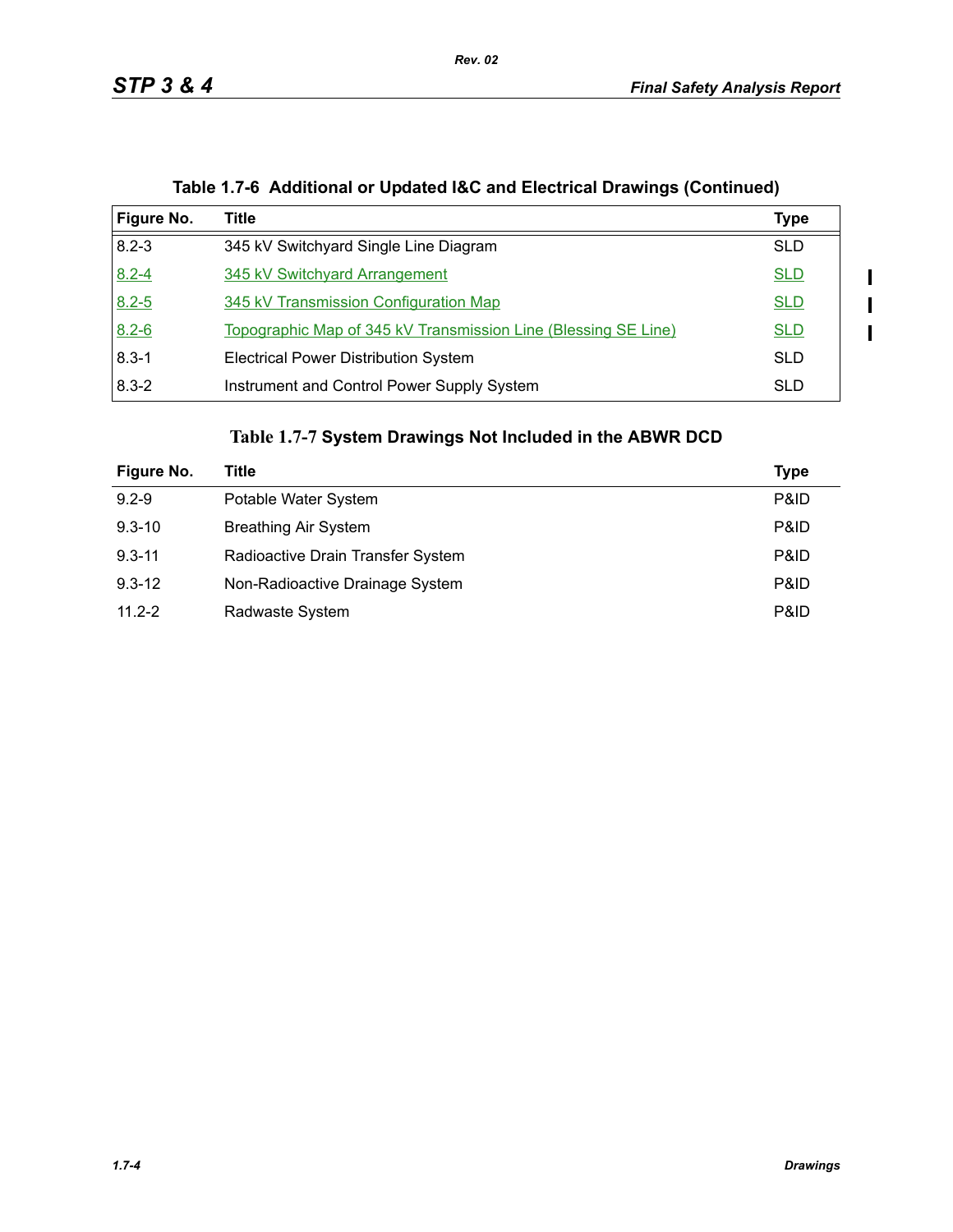## Table 1.7-6 Additional or Updated I&C and Electrical Drawings (Continued)

| Figure No. | Title | Type |
|---|---|---|
| 8.2-3 | 345 kV Switchyard Single Line Diagram | SLD |
| 8.2-4 | 345 kV Switchyard Arrangement | SLD |
| 8.2-5 | 345 kV Transmission Configuration Map | SLD |
| 8.2-6 | Topographic Map of 345 kV Transmission Line (Blessing SE Line) | SLD |
| 8.3-1 | Electrical Power Distribution System | SLD |
| 8.3-2 | Instrument and Control Power Supply System | SLD |

## Table 1.7-7 System Drawings Not Included in the ABWR DCD

| Figure No. | Title | Type |
|---|---|---|
| 9.2-9 | Potable Water System | P&ID |
| 9.3-10 | Breathing Air System | P&ID |
| 9.3-11 | Radioactive Drain Transfer System | P&ID |
| 9.3-12 | Non-Radioactive Drainage System | P&ID |
| 11.2-2 | Radwaste System | P&ID |